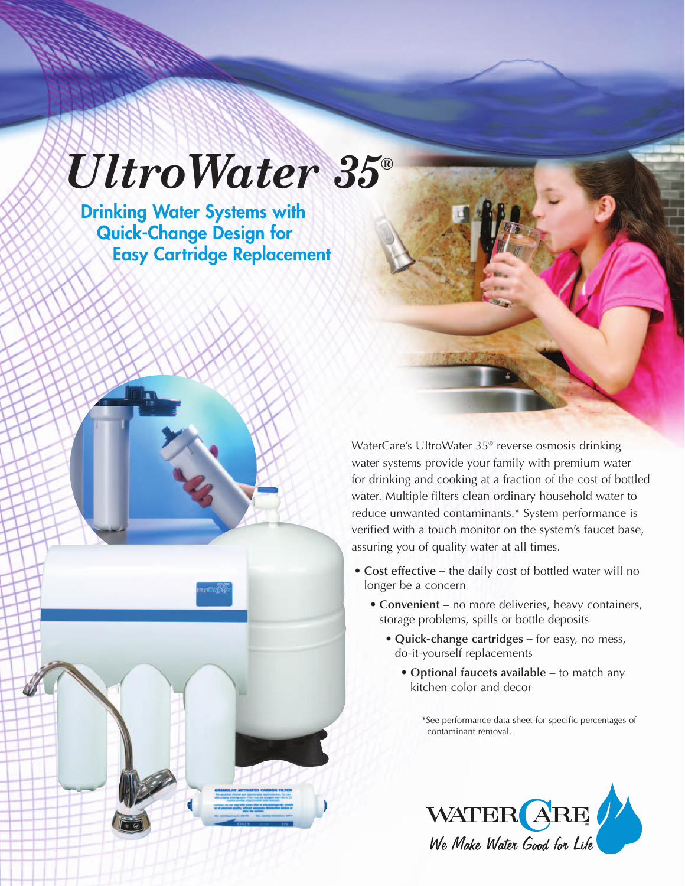# UltroWater 35®

## Drinking Water Systems with Quick-Change Design for Easy Cartridge Replacement

WaterCare's UltroWater 35® reverse osmosis drinking water systems provide your family with premium water for drinking and cooking at a fraction of the cost of bottled water. Multiple filters clean ordinary household water to reduce unwanted contaminants.* System performance is verified with a touch monitor on the system's faucet base, assuring you of quality water at all times.

- **Cost effective –** the daily cost of bottled water will no longer be a concern
- **Convenient –** no more deliveries, heavy containers, storage problems, spills or bottle deposits
- **Quick-change cartridges –** for easy, no mess, do-it-yourself replacements
- **Optional faucets available –** to match any kitchen color and decor

*See performance data sheet for specific percentages of contaminant removal.

WATERCARE®

*We Make Water Good for Life*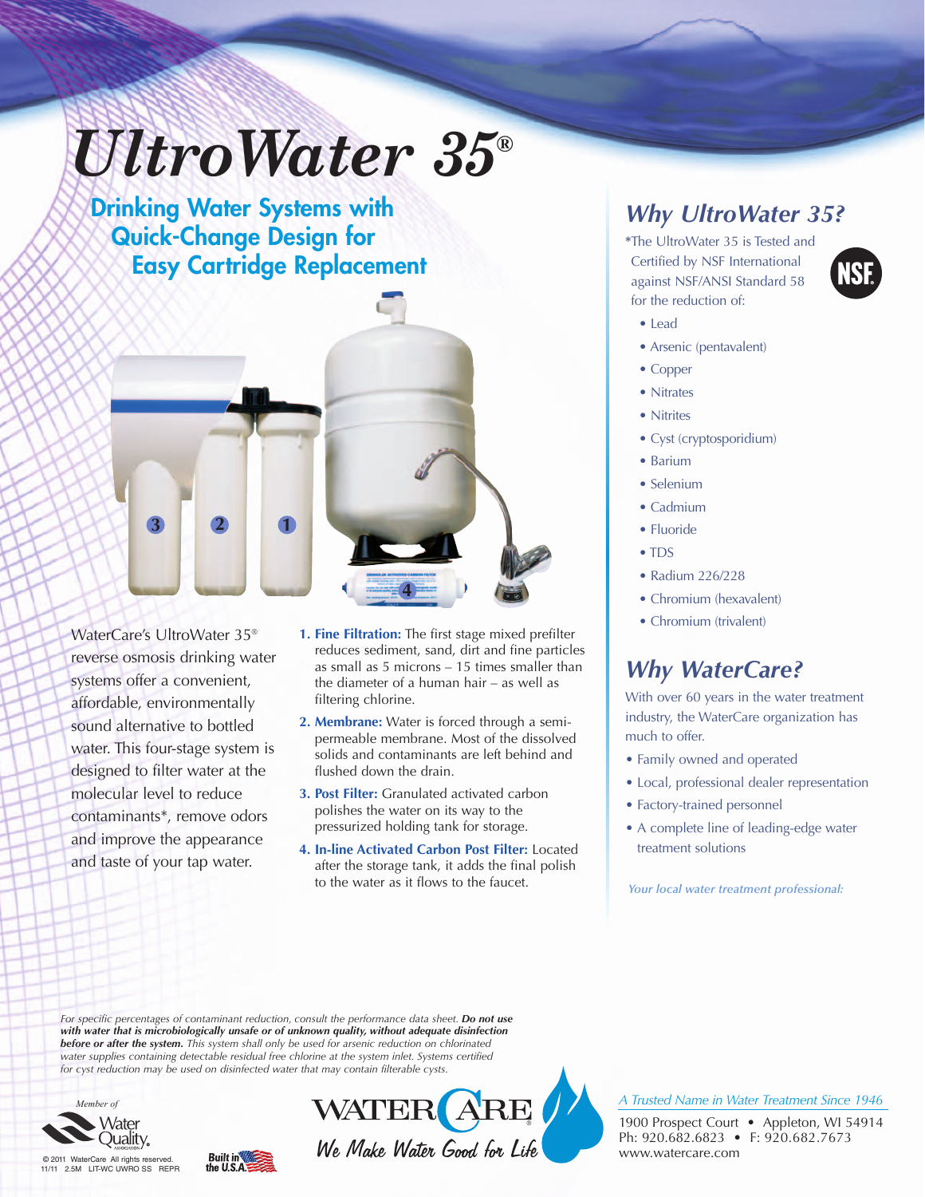# UltroWater 35®

## Drinking Water Systems with Quick-Change Design for Easy Cartridge Replacement

3 2 1

4

WaterCare's UltroWater 35® reverse osmosis drinking water systems offer a convenient, affordable, environmentally sound alternative to bottled water. This four-stage system is designed to filter water at the molecular level to reduce contaminants*, remove odors and improve the appearance and taste of your tap water.

1. **Fine Filtration:** The first stage mixed prefilter reduces sediment, sand, dirt and fine particles as small as 5 microns – 15 times smaller than the diameter of a human hair – as well as filtering chlorine.
2. **Membrane:** Water is forced through a semi-permeable membrane. Most of the dissolved solids and contaminants are left behind and flushed down the drain.
3. **Post Filter:** Granulated activated carbon polishes the water on its way to the pressurized holding tank for storage.
4. **In-line Activated Carbon Post Filter:** Located after the storage tank, it adds the final polish to the water as it flows to the faucet.

## Why UltroWater 35?

*The UltroWater 35 is Tested and Certified by NSF International against NSF/ANSI Standard 58 for the reduction of:

- Lead
- Arsenic (pentavalent)
- Copper
- Nitrates
- Nitrites
- Cyst (cryptosporidium)
- Barium
- Selenium
- Cadmium
- Fluoride
- TDS
- Radium 226/228
- Chromium (hexavalent)
- Chromium (trivalent)

## Why WaterCare?

With over 60 years in the water treatment industry, the WaterCare organization has much to offer.

- Family owned and operated
- Local, professional dealer representation
- Factory-trained personnel
- A complete line of leading-edge water treatment solutions

*Your local water treatment professional:*

*For specific percentages of contaminant reduction, consult the performance data sheet.* ***Do not use with water that is microbiologically unsafe or of unknown quality, without adequate disinfection before or after the system.*** *This system shall only be used for arsenic reduction on chlorinated water supplies containing detectable residual free chlorine at the system inlet. Systems certified for cyst reduction may be used on disinfected water that may contain filterable cysts.*

*Member of* Water Quality Association

© 2011 WaterCare All rights reserved.
11/11 2.5M LIT-WC UWRO SS REPR

Built in the U.S.A.

WATERCARE®
We Make Water Good for Life

*A Trusted Name in Water Treatment Since 1946*

1900 Prospect Court • Appleton, WI 54914
Ph: 920.682.6823 • F: 920.682.7673
www.watercare.com